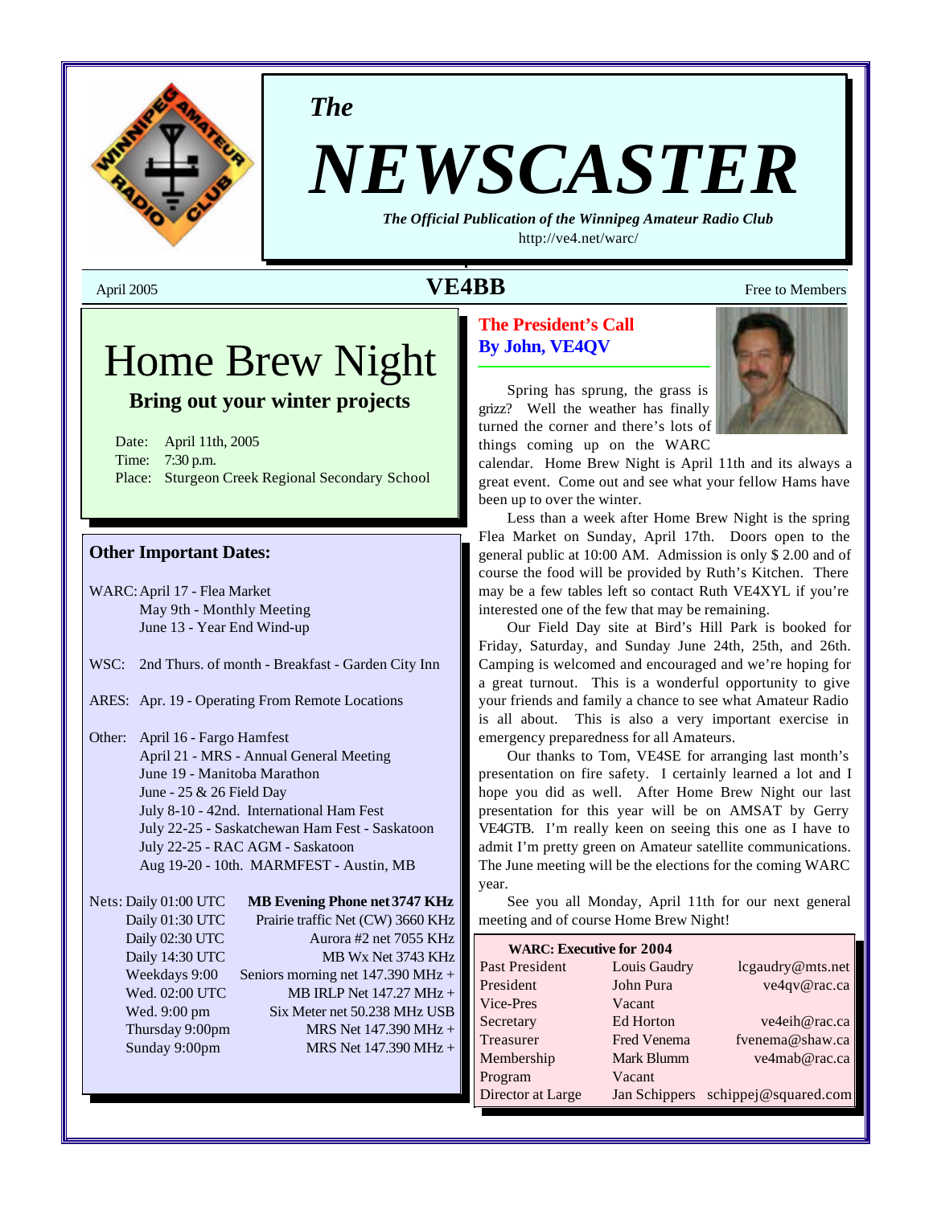*The*

# NEWSCASTER

***The Official Publication of the Winnipeg Amateur Radio Club***

http://ve4.net/warc/

April 2005 **VE4BB** Free to Members

# Home Brew Night

## Bring out your winter projects

Date: April 11th, 2005
Time: 7:30 p.m.
Place: Sturgeon Creek Regional Secondary School

### Other Important Dates:

WARC: April 17 - Flea Market
May 9th - Monthly Meeting
June 13 - Year End Wind-up

WSC: 2nd Thurs. of month - Breakfast - Garden City Inn

ARES: Apr. 19 - Operating From Remote Locations

Other: April 16 - Fargo Hamfest
April 21 - MRS - Annual General Meeting
June 19 - Manitoba Marathon
June - 25 & 26 Field Day
July 8-10 - 42nd. International Ham Fest
July 22-25 - Saskatchewan Ham Fest - Saskatoon
July 22-25 - RAC AGM - Saskatoon
Aug 19-20 - 10th. MARMFEST - Austin, MB

| Nets: | |
|---|---|
| Daily 01:00 UTC | **MB Evening Phone net 3747 KHz** |
| Daily 01:30 UTC | Prairie traffic Net (CW) 3660 KHz |
| Daily 02:30 UTC | Aurora #2 net 7055 KHz |
| Daily 14:30 UTC | MB Wx Net 3743 KHz |
| Weekdays 9:00 | Seniors morning net 147.390 MHz + |
| Wed. 02:00 UTC | MB IRLP Net 147.27 MHz + |
| Wed. 9:00 pm | Six Meter net 50.238 MHz USB |
| Thursday 9:00pm | MRS Net 147.390 MHz + |
| Sunday 9:00pm | MRS Net 147.390 MHz + |

## The President's Call
**By John, VE4QV**

Spring has sprung, the grass is grizz? Well the weather has finally turned the corner and there's lots of things coming up on the WARC calendar. Home Brew Night is April 11th and its always a great event. Come out and see what your fellow Hams have been up to over the winter.

Less than a week after Home Brew Night is the spring Flea Market on Sunday, April 17th. Doors open to the general public at 10:00 AM. Admission is only $ 2.00 and of course the food will be provided by Ruth's Kitchen. There may be a few tables left so contact Ruth VE4XYL if you're interested one of the few that may be remaining.

Our Field Day site at Bird's Hill Park is booked for Friday, Saturday, and Sunday June 24th, 25th, and 26th. Camping is welcomed and encouraged and we're hoping for a great turnout. This is a wonderful opportunity to give your friends and family a chance to see what Amateur Radio is all about. This is also a very important exercise in emergency preparedness for all Amateurs.

Our thanks to Tom, VE4SE for arranging last month's presentation on fire safety. I certainly learned a lot and I hope you did as well. After Home Brew Night our last presentation for this year will be on AMSAT by Gerry VE4GTB. I'm really keen on seeing this one as I have to admit I'm pretty green on Amateur satellite communications. The June meeting will be the elections for the coming WARC year.

See you all Monday, April 11th for our next general meeting and of course Home Brew Night!

**WARC: Executive for 2004**

| | | |
|---|---|---|
| Past President | Louis Gaudry | lcgaudry@mts.net |
| President | John Pura | ve4qv@rac.ca |
| Vice-Pres | Vacant | |
| Secretary | Ed Horton | ve4eih@rac.ca |
| Treasurer | Fred Venema | fvenema@shaw.ca |
| Membership | Mark Blumm | ve4mab@rac.ca |
| Program | Vacant | |
| Director at Large | Jan Schippers | schippej@squared.com |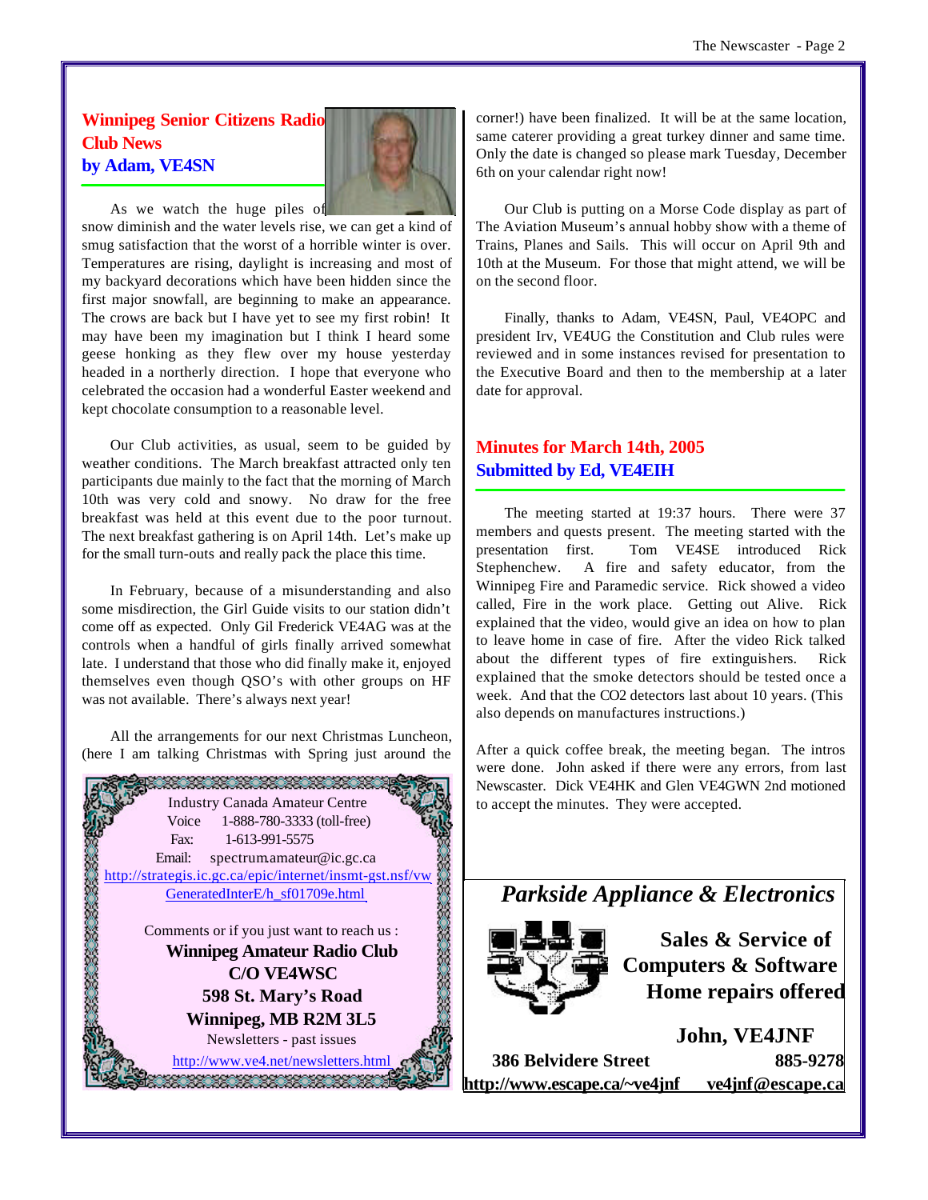## Winnipeg Senior Citizens Radio Club News
### by Adam, VE4SN

As we watch the huge piles of snow diminish and the water levels rise, we can get a kind of smug satisfaction that the worst of a horrible winter is over. Temperatures are rising, daylight is increasing and most of my backyard decorations which have been hidden since the first major snowfall, are beginning to make an appearance. The crows are back but I have yet to see my first robin! It may have been my imagination but I think I heard some geese honking as they flew over my house yesterday headed in a northerly direction. I hope that everyone who celebrated the occasion had a wonderful Easter weekend and kept chocolate consumption to a reasonable level.

Our Club activities, as usual, seem to be guided by weather conditions. The March breakfast attracted only ten participants due mainly to the fact that the morning of March 10th was very cold and snowy. No draw for the free breakfast was held at this event due to the poor turnout. The next breakfast gathering is on April 14th. Let's make up for the small turn-outs and really pack the place this time.

In February, because of a misunderstanding and also some misdirection, the Girl Guide visits to our station didn't come off as expected. Only Gil Frederick VE4AG was at the controls when a handful of girls finally arrived somewhat late. I understand that those who did finally make it, enjoyed themselves even though QSO's with other groups on HF was not available. There's always next year!

All the arrangements for our next Christmas Luncheon, (here I am talking Christmas with Spring just around the corner!) have been finalized. It will be at the same location, same caterer providing a great turkey dinner and same time. Only the date is changed so please mark Tuesday, December 6th on your calendar right now!

Our Club is putting on a Morse Code display as part of The Aviation Museum's annual hobby show with a theme of Trains, Planes and Sails. This will occur on April 9th and 10th at the Museum. For those that might attend, we will be on the second floor.

Finally, thanks to Adam, VE4SN, Paul, VE4OPC and president Irv, VE4UG the Constitution and Club rules were reviewed and in some instances revised for presentation to the Executive Board and then to the membership at a later date for approval.

Industry Canada Amateur Centre
Voice 1-888-780-3333 (toll-free)
Fax: 1-613-991-5575
Email: spectrum.amateur@ic.gc.ca
http://strategis.ic.gc.ca/epic/internet/insmt-gst.nsf/vwGeneratedInterE/h_sf01709e.html

Comments or if you just want to reach us :
**Winnipeg Amateur Radio Club**
**C/O VE4WSC**
**598 St. Mary's Road**
**Winnipeg, MB R2M 3L5**
Newsletters - past issues
http://www.ve4.net/newsletters.html

## Minutes for March 14th, 2005
### Submitted by Ed, VE4EIH

The meeting started at 19:37 hours. There were 37 members and quests present. The meeting started with the presentation first. Tom VE4SE introduced Rick Stephenchew. A fire and safety educator, from the Winnipeg Fire and Paramedic service. Rick showed a video called, Fire in the work place. Getting out Alive. Rick explained that the video, would give an idea on how to plan to leave home in case of fire. After the video Rick talked about the different types of fire extinguishers. Rick explained that the smoke detectors should be tested once a week. And that the CO2 detectors last about 10 years. (This also depends on manufactures instructions.)

After a quick coffee break, the meeting began. The intros were done. John asked if there were any errors, from last Newscaster. Dick VE4HK and Glen VE4GWN 2nd motioned to accept the minutes. They were accepted.

***Parkside Appliance & Electronics***

**Sales & Service of Computers & Software**
**Home repairs offered**

**John, VE4JNF**
**386 Belvidere Street** **885-9278**
**http://www.escape.ca/~ve4jnf** **ve4jnf@escape.ca**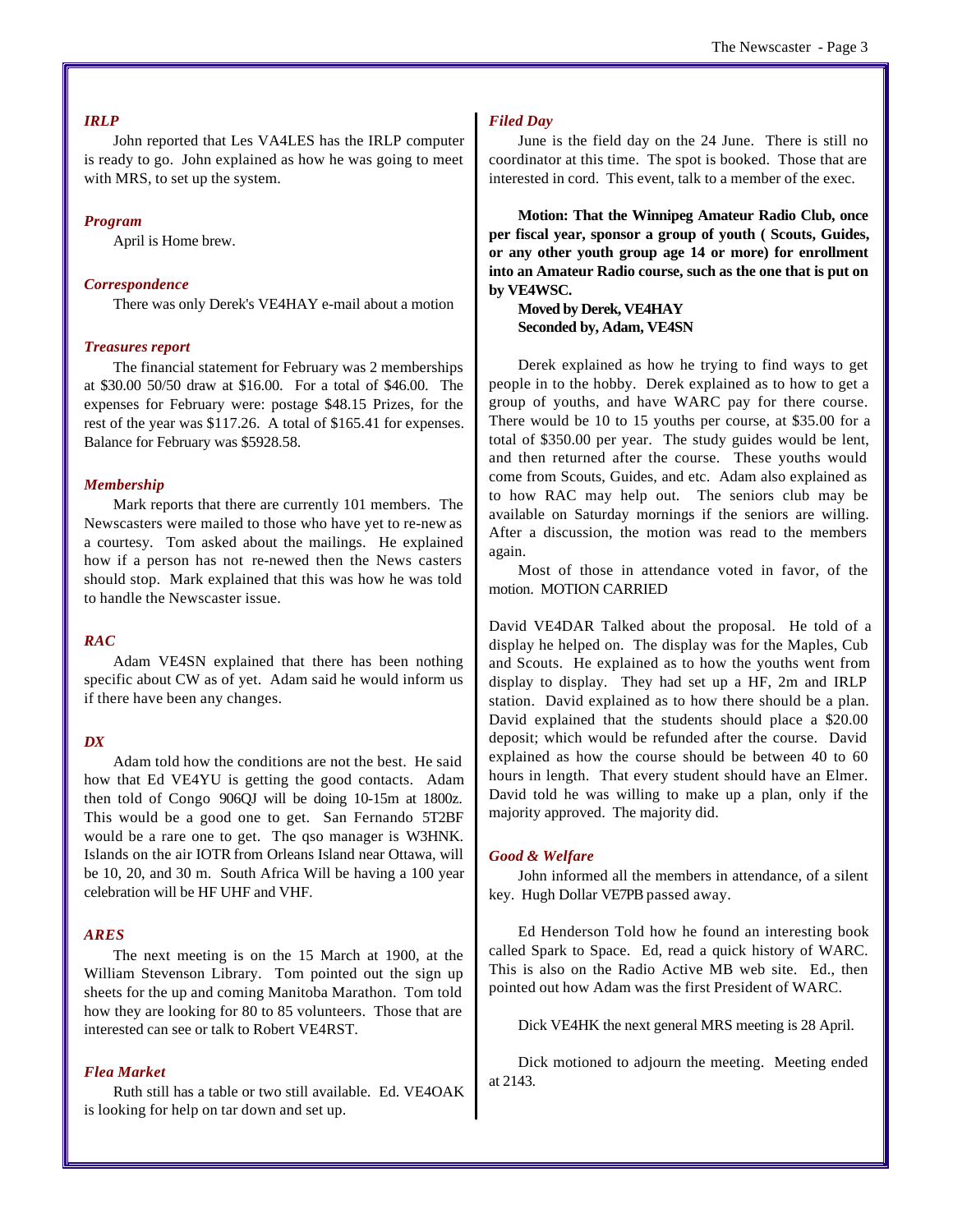### *IRLP*

John reported that Les VA4LES has the IRLP computer is ready to go. John explained as how he was going to meet with MRS, to set up the system.

### *Program*

April is Home brew.

### *Correspondence*

There was only Derek's VE4HAY e-mail about a motion

### *Treasures report*

The financial statement for February was 2 memberships at $30.00 50/50 draw at $16.00. For a total of $46.00. The expenses for February were: postage $48.15 Prizes, for the rest of the year was $117.26. A total of $165.41 for expenses. Balance for February was $5928.58.

### *Membership*

Mark reports that there are currently 101 members. The Newscasters were mailed to those who have yet to re-new as a courtesy. Tom asked about the mailings. He explained how if a person has not re-newed then the News casters should stop. Mark explained that this was how he was told to handle the Newscaster issue.

### *RAC*

Adam VE4SN explained that there has been nothing specific about CW as of yet. Adam said he would inform us if there have been any changes.

### *DX*

Adam told how the conditions are not the best. He said how that Ed VE4YU is getting the good contacts. Adam then told of Congo 9O6QJ will be doing 10-15m at 1800z. This would be a good one to get. San Fernando 5T2BF would be a rare one to get. The qso manager is W3HNK. Islands on the air IOTR from Orleans Island near Ottawa, will be 10, 20, and 30 m. South Africa Will be having a 100 year celebration will be HF UHF and VHF.

### *ARES*

The next meeting is on the 15 March at 1900, at the William Stevenson Library. Tom pointed out the sign up sheets for the up and coming Manitoba Marathon. Tom told how they are looking for 80 to 85 volunteers. Those that are interested can see or talk to Robert VE4RST.

### *Flea Market*

Ruth still has a table or two still available. Ed. VE4OAK is looking for help on tar down and set up.

### *Filed Day*

June is the field day on the 24 June. There is still no coordinator at this time. The spot is booked. Those that are interested in cord. This event, talk to a member of the exec.

**Motion: That the Winnipeg Amateur Radio Club, once per fiscal year, sponsor a group of youth ( Scouts, Guides, or any other youth group age 14 or more) for enrollment into an Amateur Radio course, such as the one that is put on by VE4WSC.**

**Moved by Derek, VE4HAY**
**Seconded by, Adam, VE4SN**

Derek explained as how he trying to find ways to get people in to the hobby. Derek explained as to how to get a group of youths, and have WARC pay for there course. There would be 10 to 15 youths per course, at $35.00 for a total of $350.00 per year. The study guides would be lent, and then returned after the course. These youths would come from Scouts, Guides, and etc. Adam also explained as to how RAC may help out. The seniors club may be available on Saturday mornings if the seniors are willing. After a discussion, the motion was read to the members again.

Most of those in attendance voted in favor, of the motion. MOTION CARRIED

David VE4DAR Talked about the proposal. He told of a display he helped on. The display was for the Maples, Cub and Scouts. He explained as to how the youths went from display to display. They had set up a HF, 2m and IRLP station. David explained as to how there should be a plan. David explained that the students should place a $20.00 deposit; which would be refunded after the course. David explained as how the course should be between 40 to 60 hours in length. That every student should have an Elmer. David told he was willing to make up a plan, only if the majority approved. The majority did.

### *Good & Welfare*

John informed all the members in attendance, of a silent key. Hugh Dollar VE7PB passed away.

Ed Henderson Told how he found an interesting book called Spark to Space. Ed, read a quick history of WARC. This is also on the Radio Active MB web site. Ed., then pointed out how Adam was the first President of WARC.

Dick VE4HK the next general MRS meeting is 28 April.

Dick motioned to adjourn the meeting. Meeting ended at 2143.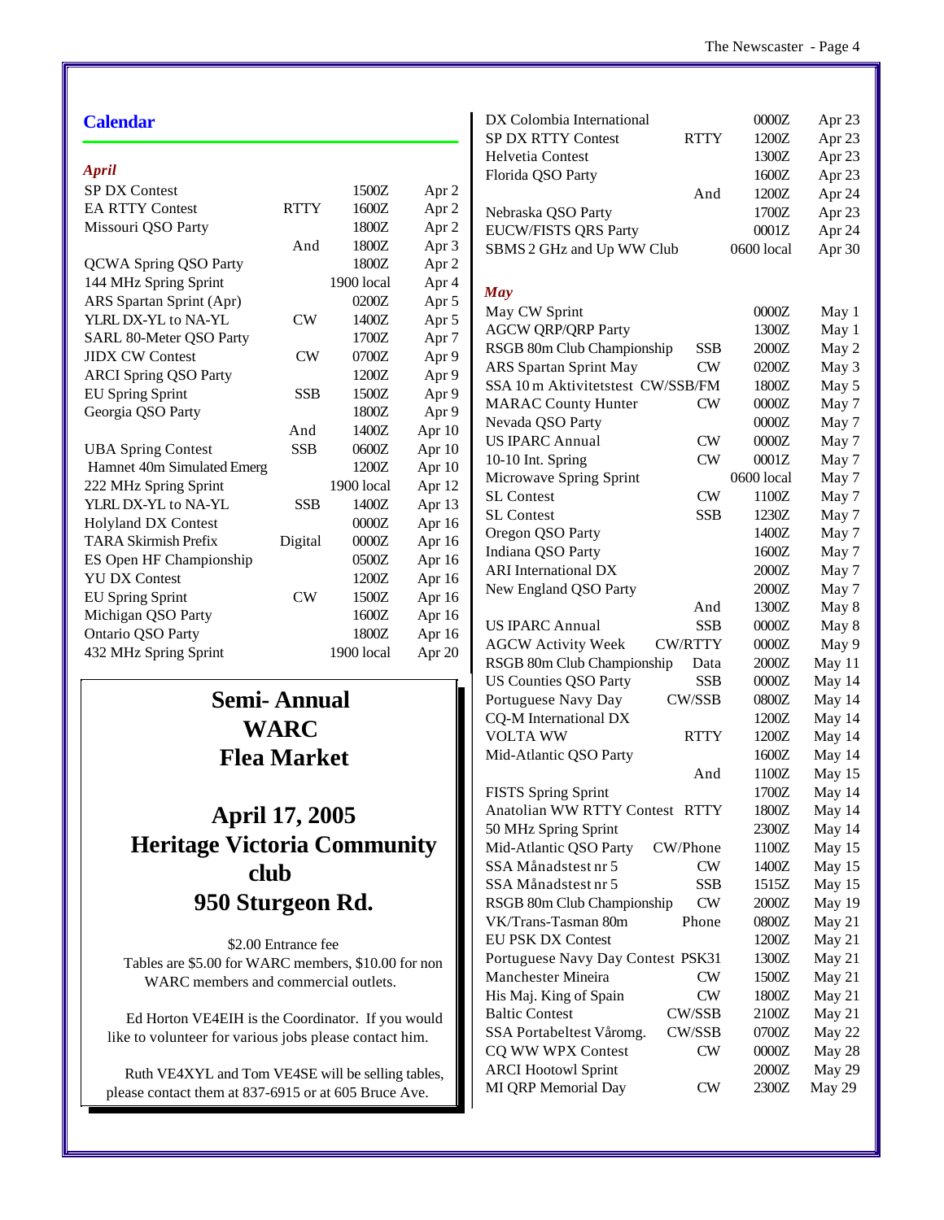## Calendar

### *April*

| | | | |
|---|---|---|---|
| SP DX Contest | | 1500Z | Apr 2 |
| EA RTTY Contest | RTTY | 1600Z | Apr 2 |
| Missouri QSO Party | | 1800Z | Apr 2 |
| | And | 1800Z | Apr 3 |
| QCWA Spring QSO Party | | 1800Z | Apr 2 |
| 144 MHz Spring Sprint | | 1900 local | Apr 4 |
| ARS Spartan Sprint (Apr) | | 0200Z | Apr 5 |
| YLRL DX-YL to NA-YL | CW | 1400Z | Apr 5 |
| SARL 80-Meter QSO Party | | 1700Z | Apr 7 |
| JIDX CW Contest | CW | 0700Z | Apr 9 |
| ARCI Spring QSO Party | | 1200Z | Apr 9 |
| EU Spring Sprint | SSB | 1500Z | Apr 9 |
| Georgia QSO Party | | 1800Z | Apr 9 |
| | And | 1400Z | Apr 10 |
| UBA Spring Contest | SSB | 0600Z | Apr 10 |
| Hamnet 40m Simulated Emerg | | 1200Z | Apr 10 |
| 222 MHz Spring Sprint | | 1900 local | Apr 12 |
| YLRL DX-YL to NA-YL | SSB | 1400Z | Apr 13 |
| Holyland DX Contest | | 0000Z | Apr 16 |
| TARA Skirmish Prefix | Digital | 0000Z | Apr 16 |
| ES Open HF Championship | | 0500Z | Apr 16 |
| YU DX Contest | | 1200Z | Apr 16 |
| EU Spring Sprint | CW | 1500Z | Apr 16 |
| Michigan QSO Party | | 1600Z | Apr 16 |
| Ontario QSO Party | | 1800Z | Apr 16 |
| 432 MHz Spring Sprint | | 1900 local | Apr 20 |
| DX Colombia International | | 0000Z | Apr 23 |
| SP DX RTTY Contest | RTTY | 1200Z | Apr 23 |
| Helvetia Contest | | 1300Z | Apr 23 |
| Florida QSO Party | | 1600Z | Apr 23 |
| | And | 1200Z | Apr 24 |
| Nebraska QSO Party | | 1700Z | Apr 23 |
| EUCW/FISTS QRS Party | | 0001Z | Apr 24 |
| SBMS 2 GHz and Up WW Club | | 0600 local | Apr 30 |

### *May*

| | | | |
|---|---|---|---|
| May CW Sprint | | 0000Z | May 1 |
| AGCW QRP/QRP Party | | 1300Z | May 1 |
| RSGB 80m Club Championship | SSB | 2000Z | May 2 |
| ARS Spartan Sprint May | CW | 0200Z | May 3 |
| SSA 10 m Aktivitetstest | CW/SSB/FM | 1800Z | May 5 |
| MARAC County Hunter | CW | 0000Z | May 7 |
| Nevada QSO Party | | 0000Z | May 7 |
| US IPARC Annual | CW | 0000Z | May 7 |
| 10-10 Int. Spring | CW | 0001Z | May 7 |
| Microwave Spring Sprint | | 0600 local | May 7 |
| SL Contest | CW | 1100Z | May 7 |
| SL Contest | SSB | 1230Z | May 7 |
| Oregon QSO Party | | 1400Z | May 7 |
| Indiana QSO Party | | 1600Z | May 7 |
| ARI International DX | | 2000Z | May 7 |
| New England QSO Party | | 2000Z | May 7 |
| | And | 1300Z | May 8 |
| US IPARC Annual | SSB | 0000Z | May 8 |
| AGCW Activity Week | CW/RTTY | 0000Z | May 9 |
| RSGB 80m Club Championship | Data | 2000Z | May 11 |
| US Counties QSO Party | SSB | 0000Z | May 14 |
| Portuguese Navy Day | CW/SSB | 0800Z | May 14 |
| CQ-M International DX | | 1200Z | May 14 |
| VOLTA WW | RTTY | 1200Z | May 14 |
| Mid-Atlantic QSO Party | | 1600Z | May 14 |
| | And | 1100Z | May 15 |
| FISTS Spring Sprint | | 1700Z | May 14 |
| Anatolian WW RTTY Contest | RTTY | 1800Z | May 14 |
| 50 MHz Spring Sprint | | 2300Z | May 14 |
| Mid-Atlantic QSO Party | CW/Phone | 1100Z | May 15 |
| SSA Månadstest nr 5 | CW | 1400Z | May 15 |
| SSA Månadstest nr 5 | SSB | 1515Z | May 15 |
| RSGB 80m Club Championship | CW | 2000Z | May 19 |
| VK/Trans-Tasman 80m | Phone | 0800Z | May 21 |
| EU PSK DX Contest | | 1200Z | May 21 |
| Portuguese Navy Day Contest | PSK31 | 1300Z | May 21 |
| Manchester Mineira | CW | 1500Z | May 21 |
| His Maj. King of Spain | CW | 1800Z | May 21 |
| Baltic Contest | CW/SSB | 2100Z | May 21 |
| SSA Portabeltest Våromg. | CW/SSB | 0700Z | May 22 |
| CQ WW WPX Contest | CW | 0000Z | May 28 |
| ARCI Hootowl Sprint | | 2000Z | May 29 |
| MI QRP Memorial Day | CW | 2300Z | May 29 |

## Semi- Annual WARC Flea Market

## April 17, 2005
## Heritage Victoria Community club
## 950 Sturgeon Rd.

$2.00 Entrance fee

Tables are $5.00 for WARC members, $10.00 for non WARC members and commercial outlets.

Ed Horton VE4EIH is the Coordinator. If you would like to volunteer for various jobs please contact him.

Ruth VE4XYL and Tom VE4SE will be selling tables, please contact them at 837-6915 or at 605 Bruce Ave.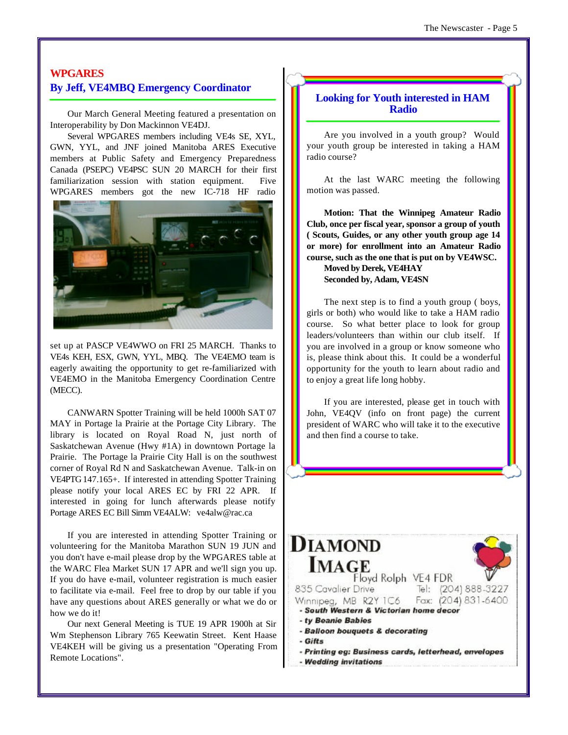## WPGARES

### By Jeff, VE4MBQ Emergency Coordinator

Our March General Meeting featured a presentation on Interoperability by Don Mackinnon VE4DJ.

Several WPGARES members including VE4s SE, XYL, GWN, YYL, and JNF joined Manitoba ARES Executive members at Public Safety and Emergency Preparedness Canada (PSEPC) VE4PSC SUN 20 MARCH for their first familiarization session with station equipment. Five WPGARES members got the new IC-718 HF radio set up at PASCP VE4WWO on FRI 25 MARCH. Thanks to VE4s KEH, ESX, GWN, YYL, MBQ. The VE4EMO team is eagerly awaiting the opportunity to get re-familiarized with VE4EMO in the Manitoba Emergency Coordination Centre (MECC).

CANWARN Spotter Training will be held 1000h SAT 07 MAY in Portage la Prairie at the Portage City Library. The library is located on Royal Road N, just north of Saskatchewan Avenue (Hwy #1A) in downtown Portage la Prairie. The Portage la Prairie City Hall is on the southwest corner of Royal Rd N and Saskatchewan Avenue. Talk-in on VE4PTG 147.165+. If interested in attending Spotter Training please notify your local ARES EC by FRI 22 APR. If interested in going for lunch afterwards please notify Portage ARES EC Bill Simm VE4ALW: ve4alw@rac.ca

If you are interested in attending Spotter Training or volunteering for the Manitoba Marathon SUN 19 JUN and you don't have e-mail please drop by the WPGARES table at the WARC Flea Market SUN 17 APR and we'll sign you up. If you do have e-mail, volunteer registration is much easier to facilitate via e-mail. Feel free to drop by our table if you have any questions about ARES generally or what we do or how we do it!

Our next General Meeting is TUE 19 APR 1900h at Sir Wm Stephenson Library 765 Keewatin Street. Kent Haase VE4KEH will be giving us a presentation "Operating From Remote Locations".

## Looking for Youth interested in HAM Radio

Are you involved in a youth group? Would your youth group be interested in taking a HAM radio course?

At the last WARC meeting the following motion was passed.

**Motion: That the Winnipeg Amateur Radio Club, once per fiscal year, sponsor a group of youth ( Scouts, Guides, or any other youth group age 14 or more) for enrollment into an Amateur Radio course, such as the one that is put on by VE4WSC.**
**Moved by Derek, VE4HAY**
**Seconded by, Adam, VE4SN**

The next step is to find a youth group ( boys, girls or both) who would like to take a HAM radio course. So what better place to look for group leaders/volunteers than within our club itself. If you are involved in a group or know someone who is, please think about this. It could be a wonderful opportunity for the youth to learn about radio and to enjoy a great life long hobby.

If you are interested, please get in touch with John, VE4QV (info on front page) the current president of WARC who will take it to the executive and then find a course to take.

**DIAMOND IMAGE**
Floyd Rolph VE4 FDR
835 Cavalier Drive Tel: (204) 888-3227
Winnipeg, MB R2Y 1C6 Fax: (204) 831-6400

- *South Western & Victorian home decor*
- *ty Beanie Babies*
- *Balloon bouquets & decorating*
- *Gifts*
- *Printing eg: Business cards, letterhead, envelopes*
- *Wedding invitations*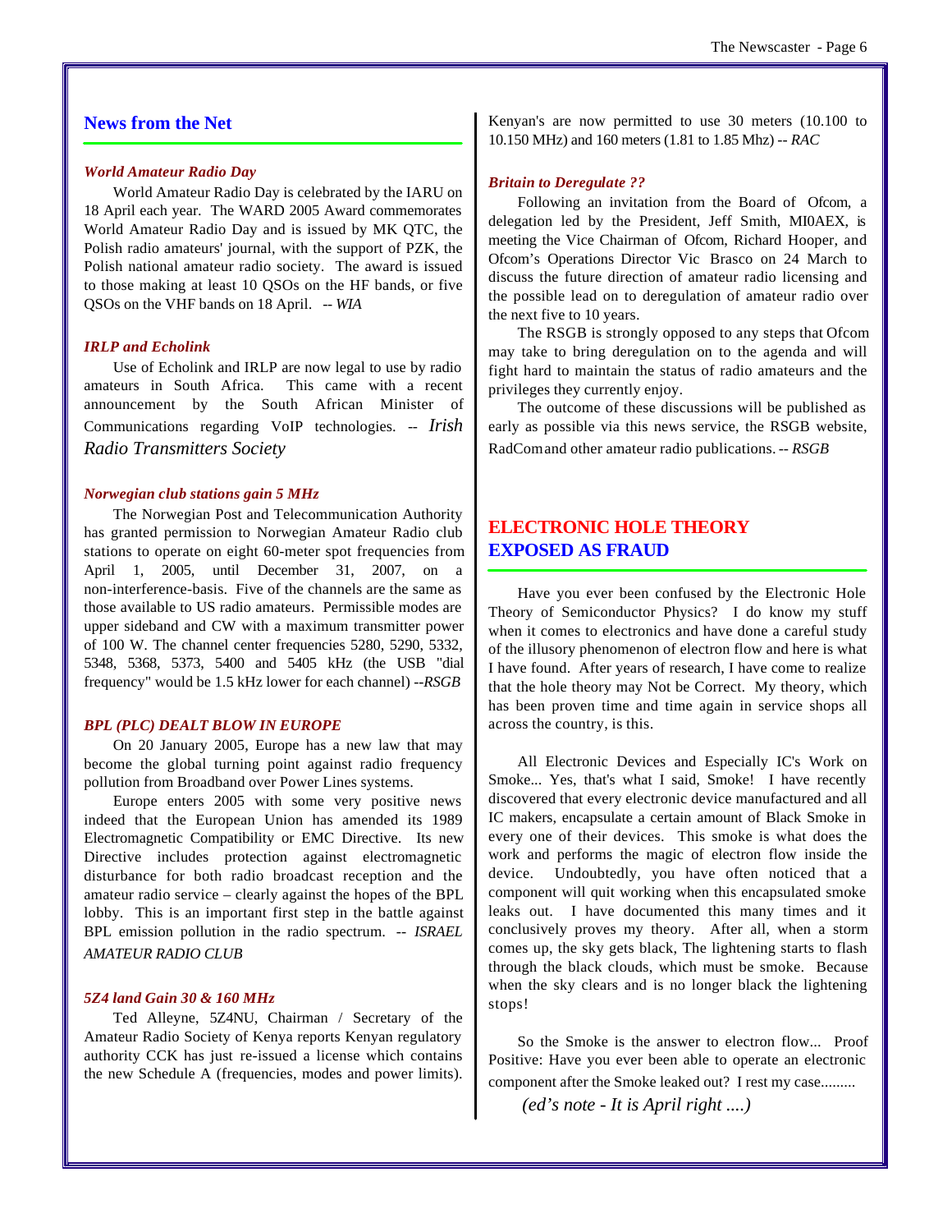## News from the Net

### *World Amateur Radio Day*

World Amateur Radio Day is celebrated by the IARU on 18 April each year. The WARD 2005 Award commemorates World Amateur Radio Day and is issued by MK QTC, the Polish radio amateurs' journal, with the support of PZK, the Polish national amateur radio society. The award is issued to those making at least 10 QSOs on the HF bands, or five QSOs on the VHF bands on 18 April. -- *WIA*

### *IRLP and Echolink*

Use of Echolink and IRLP are now legal to use by radio amateurs in South Africa. This came with a recent announcement by the South African Minister of Communications regarding VoIP technologies. -- *Irish Radio Transmitters Society*

### *Norwegian club stations gain 5 MHz*

The Norwegian Post and Telecommunication Authority has granted permission to Norwegian Amateur Radio club stations to operate on eight 60-meter spot frequencies from April 1, 2005, until December 31, 2007, on a non-interference-basis. Five of the channels are the same as those available to US radio amateurs. Permissible modes are upper sideband and CW with a maximum transmitter power of 100 W. The channel center frequencies 5280, 5290, 5332, 5348, 5368, 5373, 5400 and 5405 kHz (the USB "dial frequency" would be 1.5 kHz lower for each channel) --*RSGB*

### *BPL (PLC) DEALT BLOW IN EUROPE*

On 20 January 2005, Europe has a new law that may become the global turning point against radio frequency pollution from Broadband over Power Lines systems.

Europe enters 2005 with some very positive news indeed that the European Union has amended its 1989 Electromagnetic Compatibility or EMC Directive. Its new Directive includes protection against electromagnetic disturbance for both radio broadcast reception and the amateur radio service – clearly against the hopes of the BPL lobby. This is an important first step in the battle against BPL emission pollution in the radio spectrum. -- *ISRAEL AMATEUR RADIO CLUB*

### *5Z4 land Gain 30 & 160 MHz*

Ted Alleyne, 5Z4NU, Chairman / Secretary of the Amateur Radio Society of Kenya reports Kenyan regulatory authority CCK has just re-issued a license which contains the new Schedule A (frequencies, modes and power limits). Kenyan's are now permitted to use 30 meters (10.100 to 10.150 MHz) and 160 meters (1.81 to 1.85 Mhz) -- *RAC*

### *Britain to Deregulate ??*

Following an invitation from the Board of Ofcom, a delegation led by the President, Jeff Smith, MI0AEX, is meeting the Vice Chairman of Ofcom, Richard Hooper, and Ofcom's Operations Director Vic Brasco on 24 March to discuss the future direction of amateur radio licensing and the possible lead on to deregulation of amateur radio over the next five to 10 years.

The RSGB is strongly opposed to any steps that Ofcom may take to bring deregulation on to the agenda and will fight hard to maintain the status of radio amateurs and the privileges they currently enjoy.

The outcome of these discussions will be published as early as possible via this news service, the RSGB website, RadCom and other amateur radio publications. -- *RSGB*

## ELECTRONIC HOLE THEORY EXPOSED AS FRAUD

Have you ever been confused by the Electronic Hole Theory of Semiconductor Physics? I do know my stuff when it comes to electronics and have done a careful study of the illusory phenomenon of electron flow and here is what I have found. After years of research, I have come to realize that the hole theory may Not be Correct. My theory, which has been proven time and time again in service shops all across the country, is this.

All Electronic Devices and Especially IC's Work on Smoke... Yes, that's what I said, Smoke! I have recently discovered that every electronic device manufactured and all IC makers, encapsulate a certain amount of Black Smoke in every one of their devices. This smoke is what does the work and performs the magic of electron flow inside the device. Undoubtedly, you have often noticed that a component will quit working when this encapsulated smoke leaks out. I have documented this many times and it conclusively proves my theory. After all, when a storm comes up, the sky gets black, The lightening starts to flash through the black clouds, which must be smoke. Because when the sky clears and is no longer black the lightening stops!

So the Smoke is the answer to electron flow... Proof Positive: Have you ever been able to operate an electronic component after the Smoke leaked out? I rest my case.........

*(ed's note - It is April right ....)*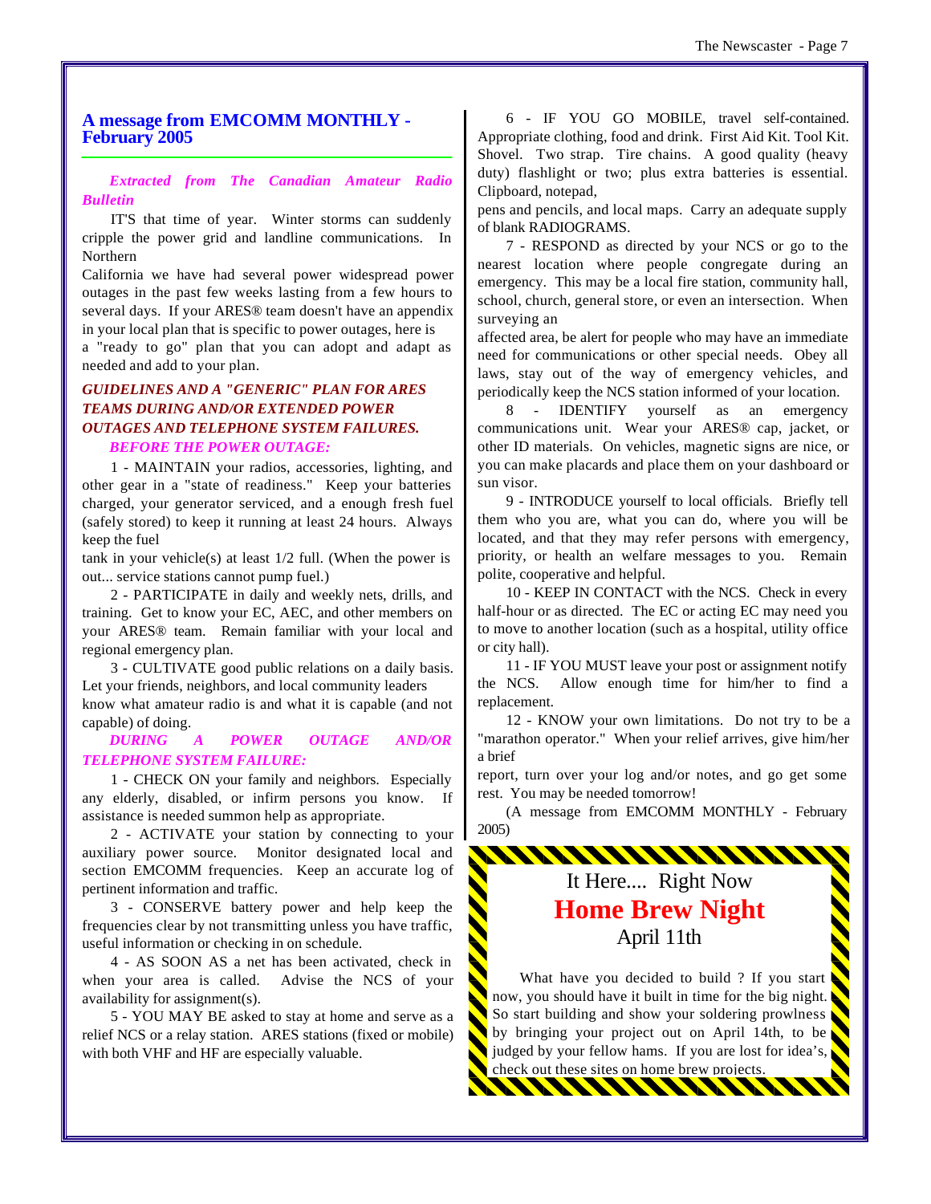## A message from EMCOMM MONTHLY - February 2005

***Extracted from The Canadian Amateur Radio Bulletin***

IT'S that time of year. Winter storms can suddenly cripple the power grid and landline communications. In Northern California we have had several power widespread power outages in the past few weeks lasting from a few hours to several days. If your ARES® team doesn't have an appendix in your local plan that is specific to power outages, here is a "ready to go" plan that you can adopt and adapt as needed and add to your plan.

***GUIDELINES AND A "GENERIC" PLAN FOR ARES TEAMS DURING AND/OR EXTENDED POWER OUTAGES AND TELEPHONE SYSTEM FAILURES.***

***BEFORE THE POWER OUTAGE:***

1 - MAINTAIN your radios, accessories, lighting, and other gear in a "state of readiness." Keep your batteries charged, your generator serviced, and a enough fresh fuel (safely stored) to keep it running at least 24 hours. Always keep the fuel tank in your vehicle(s) at least 1/2 full. (When the power is out... service stations cannot pump fuel.)

2 - PARTICIPATE in daily and weekly nets, drills, and training. Get to know your EC, AEC, and other members on your ARES® team. Remain familiar with your local and regional emergency plan.

3 - CULTIVATE good public relations on a daily basis. Let your friends, neighbors, and local community leaders know what amateur radio is and what it is capable (and not capable) of doing.

***DURING A POWER OUTAGE AND/OR TELEPHONE SYSTEM FAILURE:***

1 - CHECK ON your family and neighbors. Especially any elderly, disabled, or infirm persons you know. If assistance is needed summon help as appropriate.

2 - ACTIVATE your station by connecting to your auxiliary power source. Monitor designated local and section EMCOMM frequencies. Keep an accurate log of pertinent information and traffic.

3 - CONSERVE battery power and help keep the frequencies clear by not transmitting unless you have traffic, useful information or checking in on schedule.

4 - AS SOON AS a net has been activated, check in when your area is called. Advise the NCS of your availability for assignment(s).

5 - YOU MAY BE asked to stay at home and serve as a relief NCS or a relay station. ARES stations (fixed or mobile) with both VHF and HF are especially valuable.

6 - IF YOU GO MOBILE, travel self-contained. Appropriate clothing, food and drink. First Aid Kit. Tool Kit. Shovel. Two strap. Tire chains. A good quality (heavy duty) flashlight or two; plus extra batteries is essential. Clipboard, notepad, pens and pencils, and local maps. Carry an adequate supply of blank RADIOGRAMS.

7 - RESPOND as directed by your NCS or go to the nearest location where people congregate during an emergency. This may be a local fire station, community hall, school, church, general store, or even an intersection. When surveying an affected area, be alert for people who may have an immediate need for communications or other special needs. Obey all laws, stay out of the way of emergency vehicles, and periodically keep the NCS station informed of your location.

8 - IDENTIFY yourself as an emergency communications unit. Wear your ARES® cap, jacket, or other ID materials. On vehicles, magnetic signs are nice, or you can make placards and place them on your dashboard or sun visor.

9 - INTRODUCE yourself to local officials. Briefly tell them who you are, what you can do, where you will be located, and that they may refer persons with emergency, priority, or health an welfare messages to you. Remain polite, cooperative and helpful.

10 - KEEP IN CONTACT with the NCS. Check in every half-hour or as directed. The EC or acting EC may need you to move to another location (such as a hospital, utility office or city hall).

11 - IF YOU MUST leave your post or assignment notify the NCS. Allow enough time for him/her to find a replacement.

12 - KNOW your own limitations. Do not try to be a "marathon operator." When your relief arrives, give him/her a brief report, turn over your log and/or notes, and go get some rest. You may be needed tomorrow!

(A message from EMCOMM MONTHLY - February 2005)

---

It Here.... Right Now

## Home Brew Night

April 11th

What have you decided to build ? If you start now, you should have it built in time for the big night. So start building and show your soldering prowlness by bringing your project out on April 14th, to be judged by your fellow hams. If you are lost for idea's, check out these sites on home brew projects.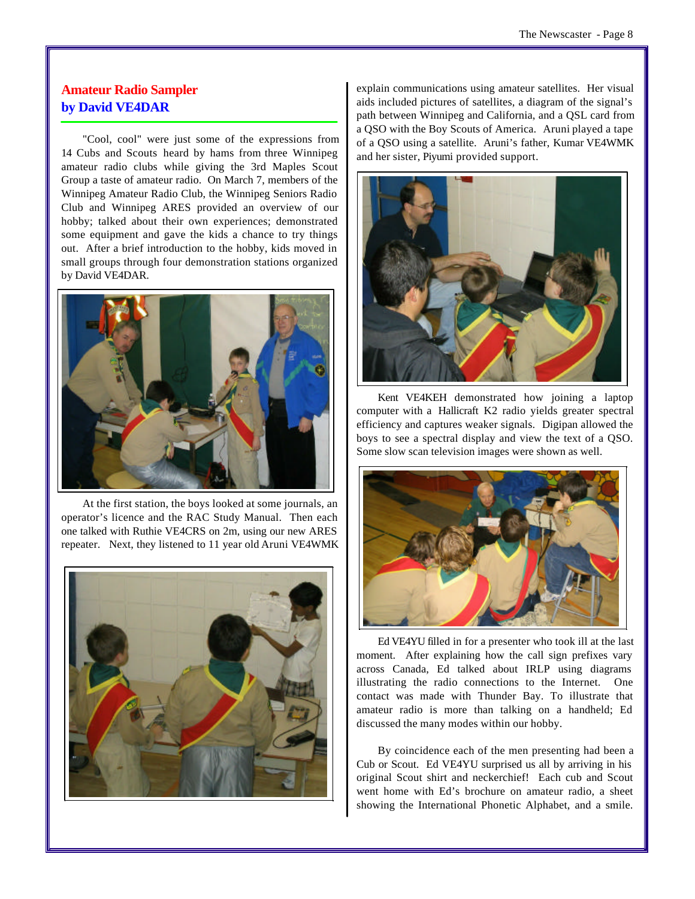## Amateur Radio Sampler
## by David VE4DAR

"Cool, cool" were just some of the expressions from 14 Cubs and Scouts heard by hams from three Winnipeg amateur radio clubs while giving the 3rd Maples Scout Group a taste of amateur radio. On March 7, members of the Winnipeg Amateur Radio Club, the Winnipeg Seniors Radio Club and Winnipeg ARES provided an overview of our hobby; talked about their own experiences; demonstrated some equipment and gave the kids a chance to try things out. After a brief introduction to the hobby, kids moved in small groups through four demonstration stations organized by David VE4DAR.

At the first station, the boys looked at some journals, an operator's licence and the RAC Study Manual. Then each one talked with Ruthie VE4CRS on 2m, using our new ARES repeater. Next, they listened to 11 year old Aruni VE4WMK explain communications using amateur satellites. Her visual aids included pictures of satellites, a diagram of the signal's path between Winnipeg and California, and a QSL card from a QSO with the Boy Scouts of America. Aruni played a tape of a QSO using a satellite. Aruni's father, Kumar VE4WMK and her sister, Piyumi provided support.

Kent VE4KEH demonstrated how joining a laptop computer with a Hallicraft K2 radio yields greater spectral efficiency and captures weaker signals. Digipan allowed the boys to see a spectral display and view the text of a QSO. Some slow scan television images were shown as well.

Ed VE4YU filled in for a presenter who took ill at the last moment. After explaining how the call sign prefixes vary across Canada, Ed talked about IRLP using diagrams illustrating the radio connections to the Internet. One contact was made with Thunder Bay. To illustrate that amateur radio is more than talking on a handheld; Ed discussed the many modes within our hobby.

By coincidence each of the men presenting had been a Cub or Scout. Ed VE4YU surprised us all by arriving in his original Scout shirt and neckerchief! Each cub and Scout went home with Ed's brochure on amateur radio, a sheet showing the International Phonetic Alphabet, and a smile.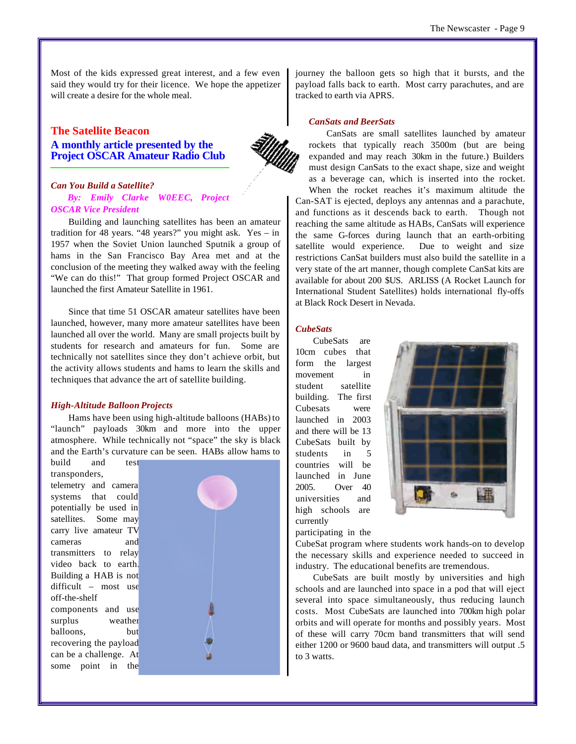Most of the kids expressed great interest, and a few even said they would try for their licence. We hope the appetizer will create a desire for the whole meal.

## The Satellite Beacon

### A monthly article presented by the Project OSCAR Amateur Radio Club

#### *Can You Build a Satellite?*

*By: Emily Clarke W0EEC, Project OSCAR Vice President*

Building and launching satellites has been an amateur tradition for 48 years. "48 years?" you might ask. Yes – in 1957 when the Soviet Union launched Sputnik a group of hams in the San Francisco Bay Area met and at the conclusion of the meeting they walked away with the feeling "We can do this!" That group formed Project OSCAR and launched the first Amateur Satellite in 1961.

Since that time 51 OSCAR amateur satellites have been launched, however, many more amateur satellites have been launched all over the world. Many are small projects built by students for research and amateurs for fun. Some are technically not satellites since they don't achieve orbit, but the activity allows students and hams to learn the skills and techniques that advance the art of satellite building.

#### *High-Altitude Balloon Projects*

Hams have been using high-altitude balloons (HABs) to "launch" payloads 30km and more into the upper atmosphere. While technically not "space" the sky is black and the Earth's curvature can be seen. HABs allow hams to build and test transponders, telemetry and camera systems that could potentially be used in satellites. Some may carry live amateur TV cameras and transmitters to relay video back to earth. Building a HAB is not difficult – most use off-the-shelf components and use surplus weather balloons, but recovering the payload can be a challenge. At some point in the journey the balloon gets so high that it bursts, and the payload falls back to earth. Most carry parachutes, and are tracked to earth via APRS.

#### *CanSats and BeerSats*

CanSats are small satellites launched by amateur rockets that typically reach 3500m (but are being expanded and may reach 30km in the future.) Builders must design CanSats to the exact shape, size and weight as a beverage can, which is inserted into the rocket. When the rocket reaches it's maximum altitude the Can-SAT is ejected, deploys any antennas and a parachute, and functions as it descends back to earth. Though not reaching the same altitude as HABs, CanSats will experience the same G-forces during launch that an earth-orbiting satellite would experience. Due to weight and size restrictions CanSat builders must also build the satellite in a very state of the art manner, though complete CanSat kits are available for about 200 $US. ARLISS (A Rocket Launch for International Student Satellites) holds international fly-offs at Black Rock Desert in Nevada.

#### *CubeSats*

CubeSats are 10cm cubes that form the largest movement in student satellite building. The first Cubesats were launched in 2003 and there will be 13 CubeSats built by students in 5 countries will be launched in June 2005. Over 40 universities and high schools are currently participating in the CubeSat program where students work hands-on to develop the necessary skills and experience needed to succeed in industry. The educational benefits are tremendous.

CubeSats are built mostly by universities and high schools and are launched into space in a pod that will eject several into space simultaneously, thus reducing launch costs. Most CubeSats are launched into 700km high polar orbits and will operate for months and possibly years. Most of these will carry 70cm band transmitters that will send either 1200 or 9600 baud data, and transmitters will output .5 to 3 watts.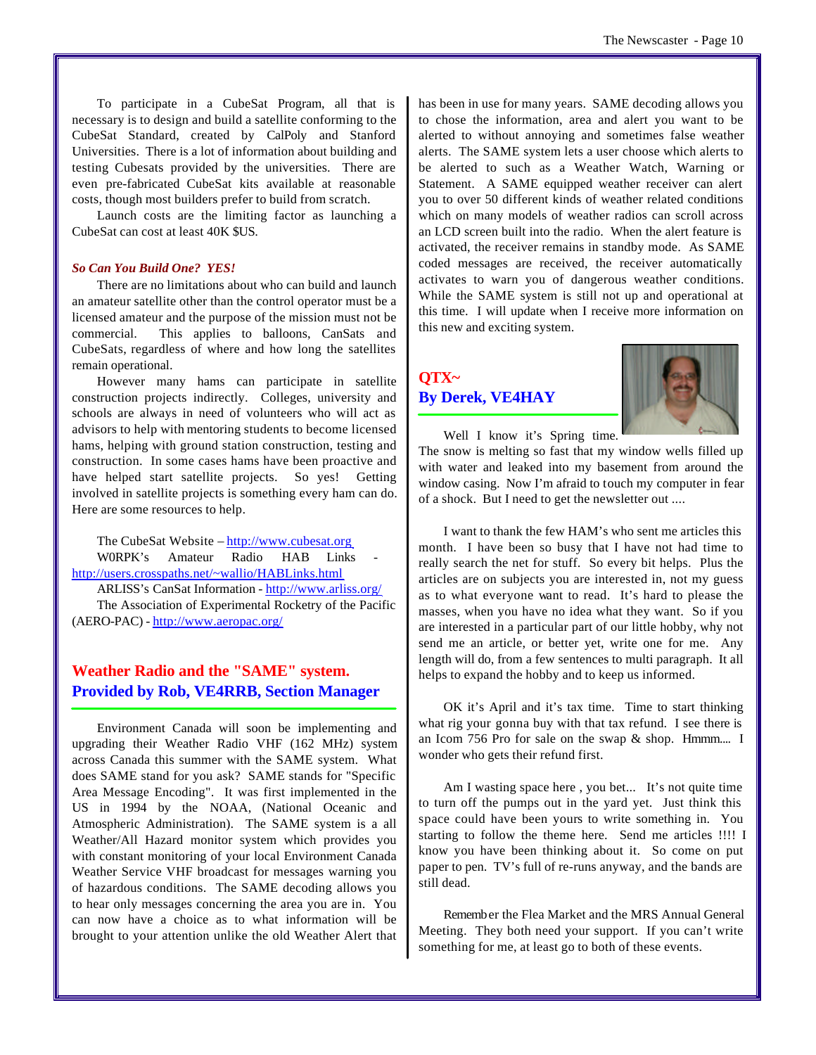To participate in a CubeSat Program, all that is necessary is to design and build a satellite conforming to the CubeSat Standard, created by CalPoly and Stanford Universities. There is a lot of information about building and testing Cubesats provided by the universities. There are even pre-fabricated CubeSat kits available at reasonable costs, though most builders prefer to build from scratch.

Launch costs are the limiting factor as launching a CubeSat can cost at least 40K $US.

***So Can You Build One? YES!***

There are no limitations about who can build and launch an amateur satellite other than the control operator must be a licensed amateur and the purpose of the mission must not be commercial. This applies to balloons, CanSats and CubeSats, regardless of where and how long the satellites remain operational.

However many hams can participate in satellite construction projects indirectly. Colleges, university and schools are always in need of volunteers who will act as advisors to help with mentoring students to become licensed hams, helping with ground station construction, testing and construction. In some cases hams have been proactive and have helped start satellite projects. So yes! Getting involved in satellite projects is something every ham can do. Here are some resources to help.

The CubeSat Website – http://www.cubesat.org

W0RPK's Amateur Radio HAB Links - http://users.crosspaths.net/~wallio/HABLinks.html

ARLISS's CanSat Information - http://www.arliss.org/

The Association of Experimental Rocketry of the Pacific (AERO-PAC) - http://www.aeropac.org/

## Weather Radio and the "SAME" system.
## Provided by Rob, VE4RRB, Section Manager

Environment Canada will soon be implementing and upgrading their Weather Radio VHF (162 MHz) system across Canada this summer with the SAME system. What does SAME stand for you ask? SAME stands for "Specific Area Message Encoding". It was first implemented in the US in 1994 by the NOAA, (National Oceanic and Atmospheric Administration). The SAME system is a all Weather/All Hazard monitor system which provides you with constant monitoring of your local Environment Canada Weather Service VHF broadcast for messages warning you of hazardous conditions. The SAME decoding allows you to hear only messages concerning the area you are in. You can now have a choice as to what information will be brought to your attention unlike the old Weather Alert that has been in use for many years. SAME decoding allows you to chose the information, area and alert you want to be alerted to without annoying and sometimes false weather alerts. The SAME system lets a user choose which alerts to be alerted to such as a Weather Watch, Warning or Statement. A SAME equipped weather receiver can alert you to over 50 different kinds of weather related conditions which on many models of weather radios can scroll across an LCD screen built into the radio. When the alert feature is activated, the receiver remains in standby mode. As SAME coded messages are received, the receiver automatically activates to warn you of dangerous weather conditions. While the SAME system is still not up and operational at this time. I will update when I receive more information on this new and exciting system.

## QTX~
## By Derek, VE4HAY

Well I know it's Spring time. The snow is melting so fast that my window wells filled up with water and leaked into my basement from around the window casing. Now I'm afraid to touch my computer in fear of a shock. But I need to get the newsletter out ....

I want to thank the few HAM's who sent me articles this month. I have been so busy that I have not had time to really search the net for stuff. So every bit helps. Plus the articles are on subjects you are interested in, not my guess as to what everyone want to read. It's hard to please the masses, when you have no idea what they want. So if you are interested in a particular part of our little hobby, why not send me an article, or better yet, write one for me. Any length will do, from a few sentences to multi paragraph. It all helps to expand the hobby and to keep us informed.

OK it's April and it's tax time. Time to start thinking what rig your gonna buy with that tax refund. I see there is an Icom 756 Pro for sale on the swap & shop. Hmmm.... I wonder who gets their refund first.

Am I wasting space here , you bet... It's not quite time to turn off the pumps out in the yard yet. Just think this space could have been yours to write something in. You starting to follow the theme here. Send me articles !!!! I know you have been thinking about it. So come on put paper to pen. TV's full of re-runs anyway, and the bands are still dead.

Remember the Flea Market and the MRS Annual General Meeting. They both need your support. If you can't write something for me, at least go to both of these events.